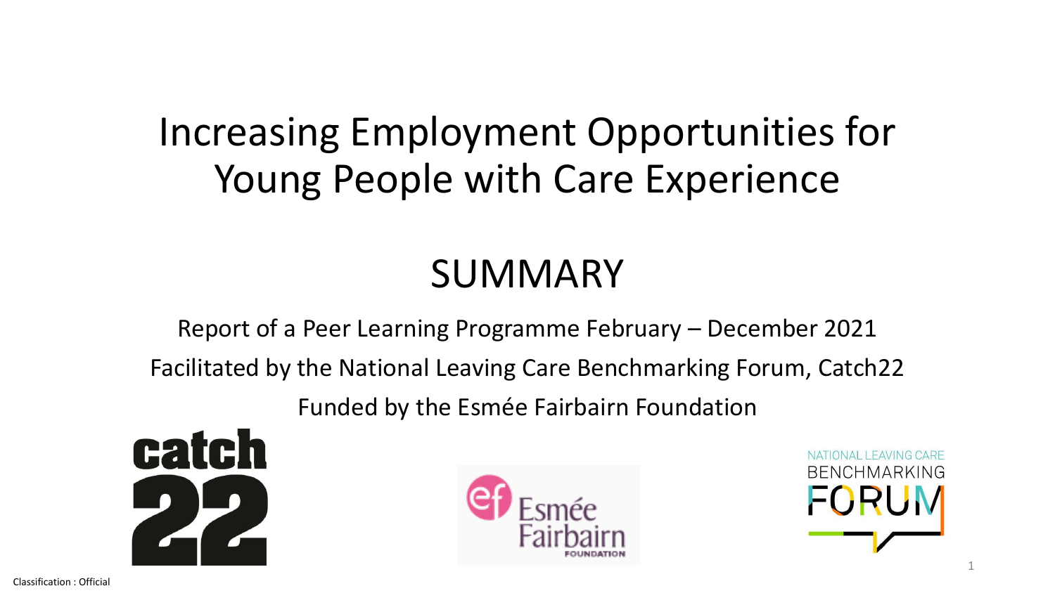# Increasing Employment Opportunities for Young People with Care Experience

## SUMMARY

Report of a Peer Learning Programme February – December 2021

Facilitated by the National Leaving Care Benchmarking Forum, Catch22

Funded by the Esmée Fairbairn Foundation

Classification : Official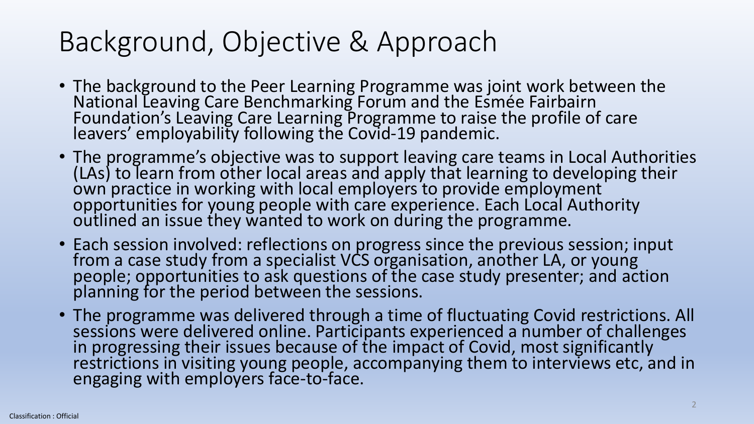# Background, Objective & Approach

- The background to the Peer Learning Programme was joint work between the National Leaving Care Benchmarking Forum and the Esmée Fairbairn Foundation's Leaving Care Learning Programme to raise the profile of care leavers' employability following the Covid-19 pandemic.
- The programme's objective was to support leaving care teams in Local Authorities (LAs) to learn from other local areas and apply that learning to developing their own practice in working with local employers to provide employment opportunities for young people with care experience. Each Local Authority outlined an issue they wanted to work on during the programme.
- Each session involved: reflections on progress since the previous session; input from a case study from a specialist VCS organisation, another LA, or young people; opportunities to ask questions of the case study presenter; and action planning for the period between the sessions.
- The programme was delivered through a time of fluctuating Covid restrictions. All sessions were delivered online. Participants experienced a number of challenges in progressing their issues because of the impact of Covid, most significantly restrictions in visiting young people, accompanying them to interviews etc, and in engaging with employers face-to-face.

Classification : Official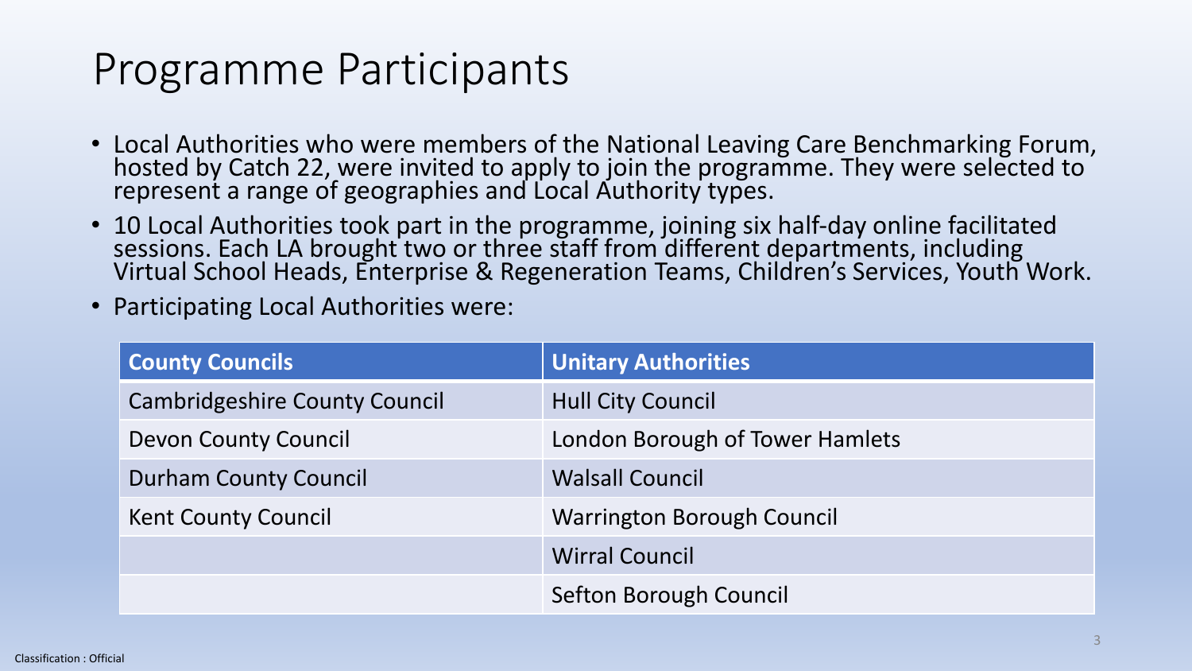# Programme Participants

- Local Authorities who were members of the National Leaving Care Benchmarking Forum, hosted by Catch 22, were invited to apply to join the programme. They were selected to represent a range of geographies and Local Authority types.
- 10 Local Authorities took part in the programme, joining six half-day online facilitated sessions. Each LA brought two or three staff from different departments, including Virtual School Heads, Enterprise & Regeneration Teams, Children's Services, Youth Work.
- Participating Local Authorities were:

| County Councils | Unitary Authorities |
|---|---|
| Cambridgeshire County Council | Hull City Council |
| Devon County Council | London Borough of Tower Hamlets |
| Durham County Council | Walsall Council |
| Kent County Council | Warrington Borough Council |
| | Wirral Council |
| | Sefton Borough Council |

Classification : Official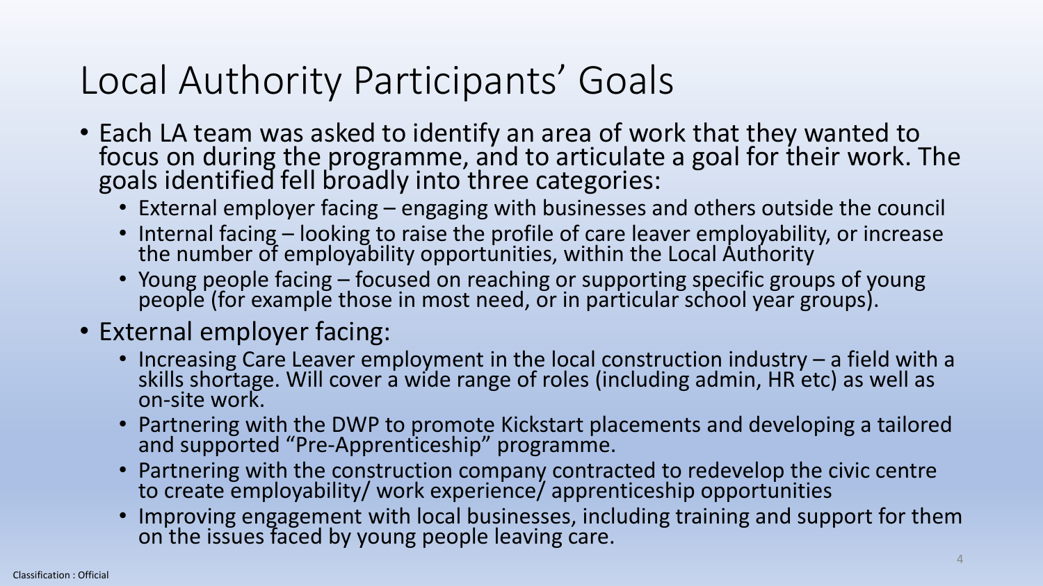# Local Authority Participants' Goals

- Each LA team was asked to identify an area of work that they wanted to focus on during the programme, and to articulate a goal for their work. The goals identified fell broadly into three categories:
  - External employer facing – engaging with businesses and others outside the council
  - Internal facing – looking to raise the profile of care leaver employability, or increase the number of employability opportunities, within the Local Authority
  - Young people facing – focused on reaching or supporting specific groups of young people (for example those in most need, or in particular school year groups).
- External employer facing:
  - Increasing Care Leaver employment in the local construction industry – a field with a skills shortage. Will cover a wide range of roles (including admin, HR etc) as well as on-site work.
  - Partnering with the DWP to promote Kickstart placements and developing a tailored and supported "Pre-Apprenticeship" programme.
  - Partnering with the construction company contracted to redevelop the civic centre to create employability/ work experience/ apprenticeship opportunities
  - Improving engagement with local businesses, including training and support for them on the issues faced by young people leaving care.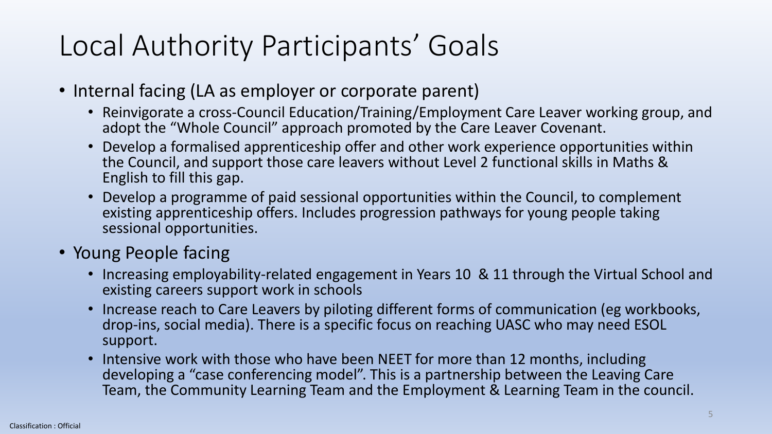# Local Authority Participants' Goals

- Internal facing (LA as employer or corporate parent)
  - Reinvigorate a cross-Council Education/Training/Employment Care Leaver working group, and adopt the "Whole Council" approach promoted by the Care Leaver Covenant.
  - Develop a formalised apprenticeship offer and other work experience opportunities within the Council, and support those care leavers without Level 2 functional skills in Maths & English to fill this gap.
  - Develop a programme of paid sessional opportunities within the Council, to complement existing apprenticeship offers. Includes progression pathways for young people taking sessional opportunities.
- Young People facing
  - Increasing employability-related engagement in Years 10 & 11 through the Virtual School and existing careers support work in schools
  - Increase reach to Care Leavers by piloting different forms of communication (eg workbooks, drop-ins, social media). There is a specific focus on reaching UASC who may need ESOL support.
  - Intensive work with those who have been NEET for more than 12 months, including developing a "case conferencing model". This is a partnership between the Leaving Care Team, the Community Learning Team and the Employment & Learning Team in the council.

Classification : Official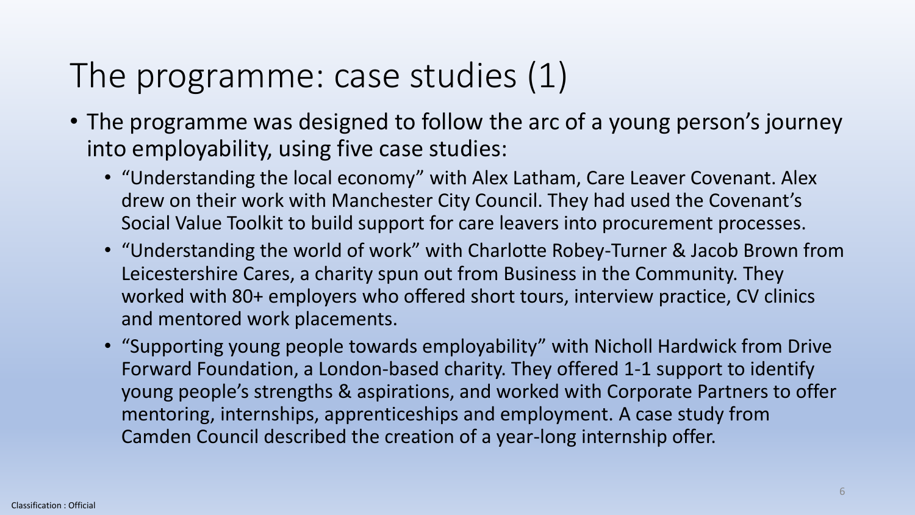# The programme: case studies (1)

- The programme was designed to follow the arc of a young person's journey into employability, using five case studies:
  - "Understanding the local economy" with Alex Latham, Care Leaver Covenant. Alex drew on their work with Manchester City Council. They had used the Covenant's Social Value Toolkit to build support for care leavers into procurement processes.
  - "Understanding the world of work" with Charlotte Robey-Turner & Jacob Brown from Leicestershire Cares, a charity spun out from Business in the Community. They worked with 80+ employers who offered short tours, interview practice, CV clinics and mentored work placements.
  - "Supporting young people towards employability" with Nicholl Hardwick from Drive Forward Foundation, a London-based charity. They offered 1-1 support to identify young people's strengths & aspirations, and worked with Corporate Partners to offer mentoring, internships, apprenticeships and employment. A case study from Camden Council described the creation of a year-long internship offer.

Classification : Official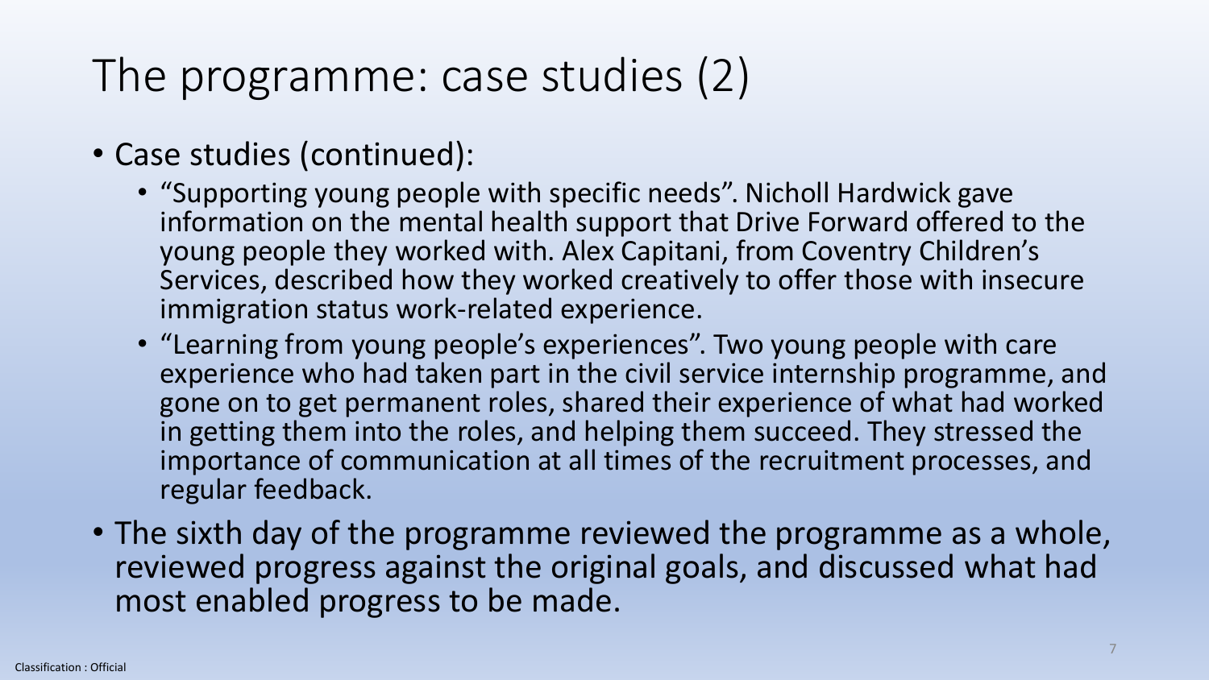# The programme: case studies (2)

- Case studies (continued):
  - “Supporting young people with specific needs”. Nicholl Hardwick gave information on the mental health support that Drive Forward offered to the young people they worked with. Alex Capitani, from Coventry Children’s Services, described how they worked creatively to offer those with insecure immigration status work-related experience.
  - “Learning from young people’s experiences”. Two young people with care experience who had taken part in the civil service internship programme, and gone on to get permanent roles, shared their experience of what had worked in getting them into the roles, and helping them succeed. They stressed the importance of communication at all times of the recruitment processes, and regular feedback.
- The sixth day of the programme reviewed the programme as a whole, reviewed progress against the original goals, and discussed what had most enabled progress to be made.

Classification : Official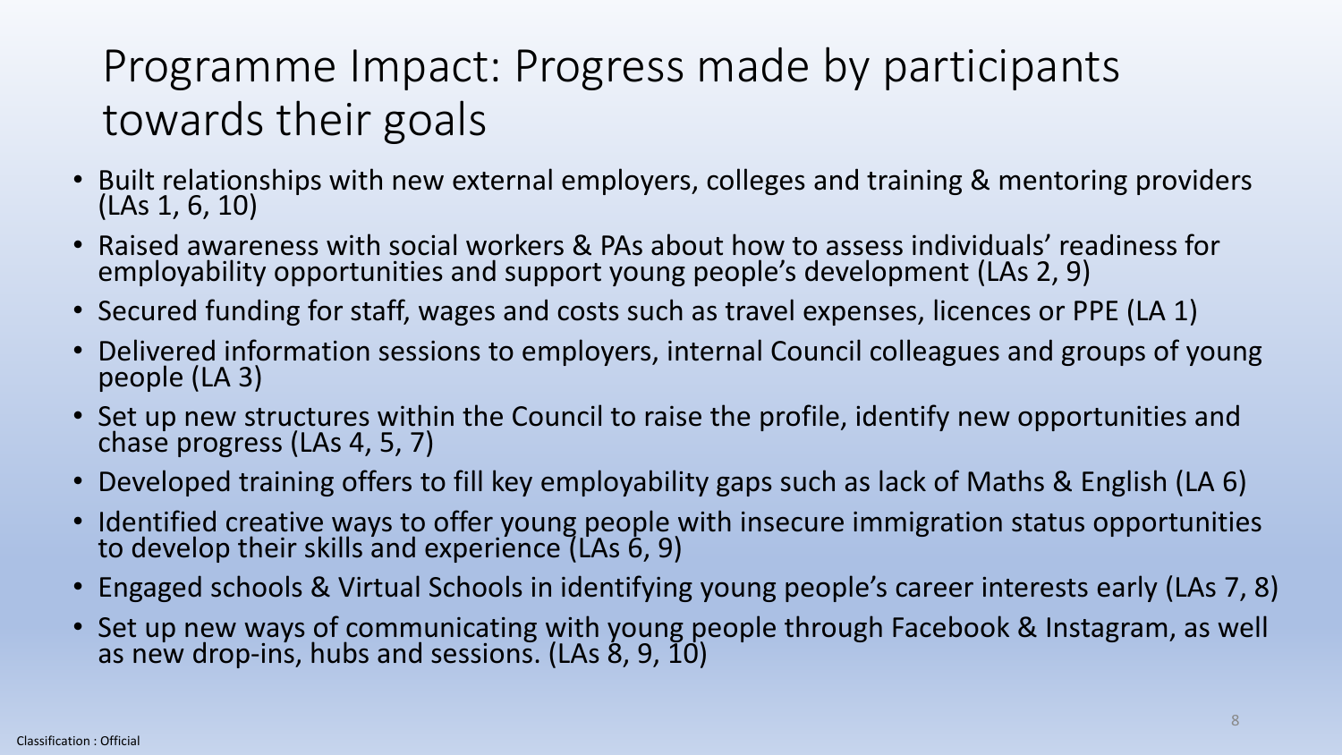# Programme Impact: Progress made by participants towards their goals

- Built relationships with new external employers, colleges and training & mentoring providers (LAs 1, 6, 10)
- Raised awareness with social workers & PAs about how to assess individuals' readiness for employability opportunities and support young people's development (LAs 2, 9)
- Secured funding for staff, wages and costs such as travel expenses, licences or PPE (LA 1)
- Delivered information sessions to employers, internal Council colleagues and groups of young people (LA 3)
- Set up new structures within the Council to raise the profile, identify new opportunities and chase progress (LAs 4, 5, 7)
- Developed training offers to fill key employability gaps such as lack of Maths & English (LA 6)
- Identified creative ways to offer young people with insecure immigration status opportunities to develop their skills and experience (LAs 6, 9)
- Engaged schools & Virtual Schools in identifying young people's career interests early (LAs 7, 8)
- Set up new ways of communicating with young people through Facebook & Instagram, as well as new drop-ins, hubs and sessions. (LAs 8, 9, 10)

Classification : Official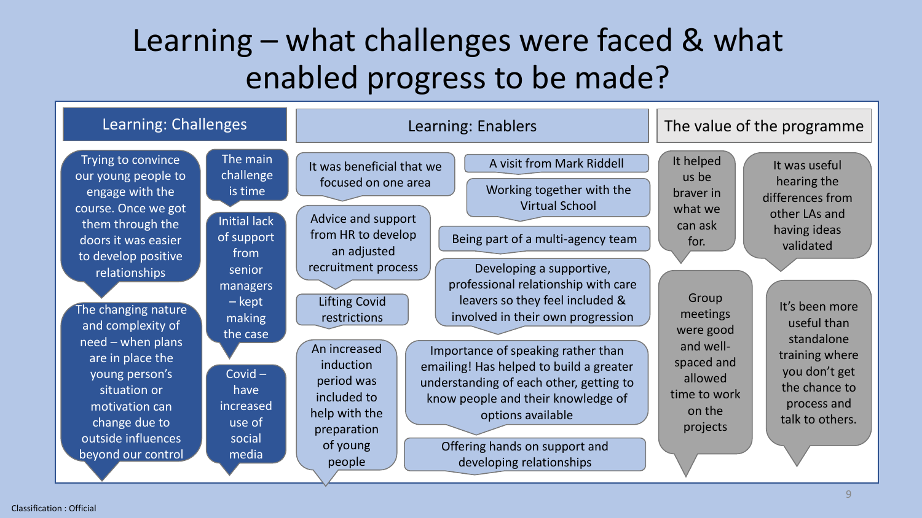# Learning – what challenges were faced & what enabled progress to be made?

## Learning: Challenges

- Trying to convince our young people to engage with the course. Once we got them through the doors it was easier to develop positive relationships
- The changing nature and complexity of need – when plans are in place the young person's situation or motivation can change due to outside influences beyond our control
- The main challenge is time
- Initial lack of support from senior managers – kept making the case
- Covid – have increased use of social media

## Learning: Enablers

- It was beneficial that we focused on one area
- Advice and support from HR to develop an adjusted recruitment process
- Lifting Covid restrictions
- An increased induction period was included to help with the preparation of young people
- A visit from Mark Riddell
- Working together with the Virtual School
- Being part of a multi-agency team
- Developing a supportive, professional relationship with care leavers so they feel included & involved in their own progression
- Importance of speaking rather than emailing! Has helped to build a greater understanding of each other, getting to know people and their knowledge of options available
- Offering hands on support and developing relationships

## The value of the programme

- It helped us be braver in what we can ask for.
- It was useful hearing the differences from other LAs and having ideas validated
- Group meetings were good and well-spaced and allowed time to work on the projects
- It's been more useful than standalone training where you don't get the chance to process and talk to others.

Classification : Official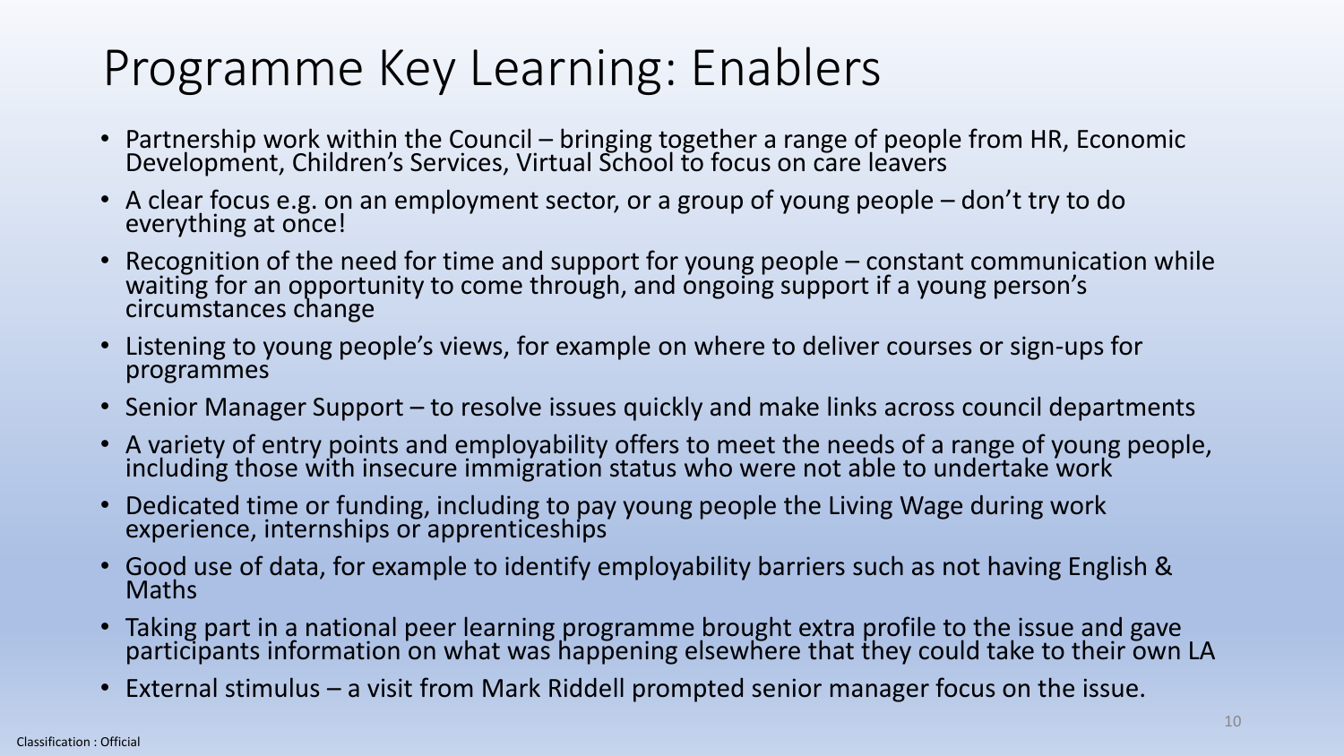# Programme Key Learning: Enablers

- Partnership work within the Council – bringing together a range of people from HR, Economic Development, Children's Services, Virtual School to focus on care leavers
- A clear focus e.g. on an employment sector, or a group of young people – don't try to do everything at once!
- Recognition of the need for time and support for young people – constant communication while waiting for an opportunity to come through, and ongoing support if a young person's circumstances change
- Listening to young people's views, for example on where to deliver courses or sign-ups for programmes
- Senior Manager Support – to resolve issues quickly and make links across council departments
- A variety of entry points and employability offers to meet the needs of a range of young people, including those with insecure immigration status who were not able to undertake work
- Dedicated time or funding, including to pay young people the Living Wage during work experience, internships or apprenticeships
- Good use of data, for example to identify employability barriers such as not having English & Maths
- Taking part in a national peer learning programme brought extra profile to the issue and gave participants information on what was happening elsewhere that they could take to their own LA
- External stimulus – a visit from Mark Riddell prompted senior manager focus on the issue.

Classification : Official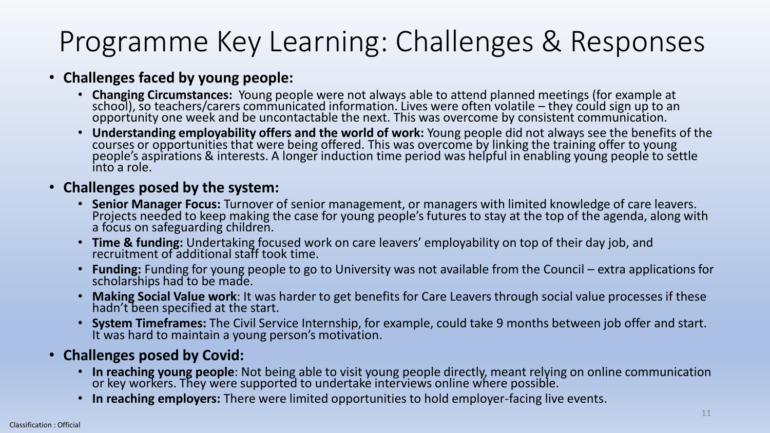# Programme Key Learning: Challenges & Responses

- **Challenges faced by young people:**
  - **Changing Circumstances:** Young people were not always able to attend planned meetings (for example at school), so teachers/carers communicated information. Lives were often volatile – they could sign up to an opportunity one week and be uncontactable the next. This was overcome by consistent communication.
  - **Understanding employability offers and the world of work:** Young people did not always see the benefits of the courses or opportunities that were being offered. This was overcome by linking the training offer to young people's aspirations & interests. A longer induction time period was helpful in enabling young people to settle into a role.
- **Challenges posed by the system:**
  - **Senior Manager Focus:** Turnover of senior management, or managers with limited knowledge of care leavers. Projects needed to keep making the case for young people's futures to stay at the top of the agenda, along with a focus on safeguarding children.
  - **Time & funding:** Undertaking focused work on care leavers' employability on top of their day job, and recruitment of additional staff took time.
  - **Funding:** Funding for young people to go to University was not available from the Council – extra applications for scholarships had to be made.
  - **Making Social Value work**: It was harder to get benefits for Care Leavers through social value processes if these hadn't been specified at the start.
  - **System Timeframes:** The Civil Service Internship, for example, could take 9 months between job offer and start. It was hard to maintain a young person's motivation.
- **Challenges posed by Covid:**
  - **In reaching young people**: Not being able to visit young people directly, meant relying on online communication or key workers. They were supported to undertake interviews online where possible.
  - **In reaching employers:** There were limited opportunities to hold employer-facing live events.

Classification : Official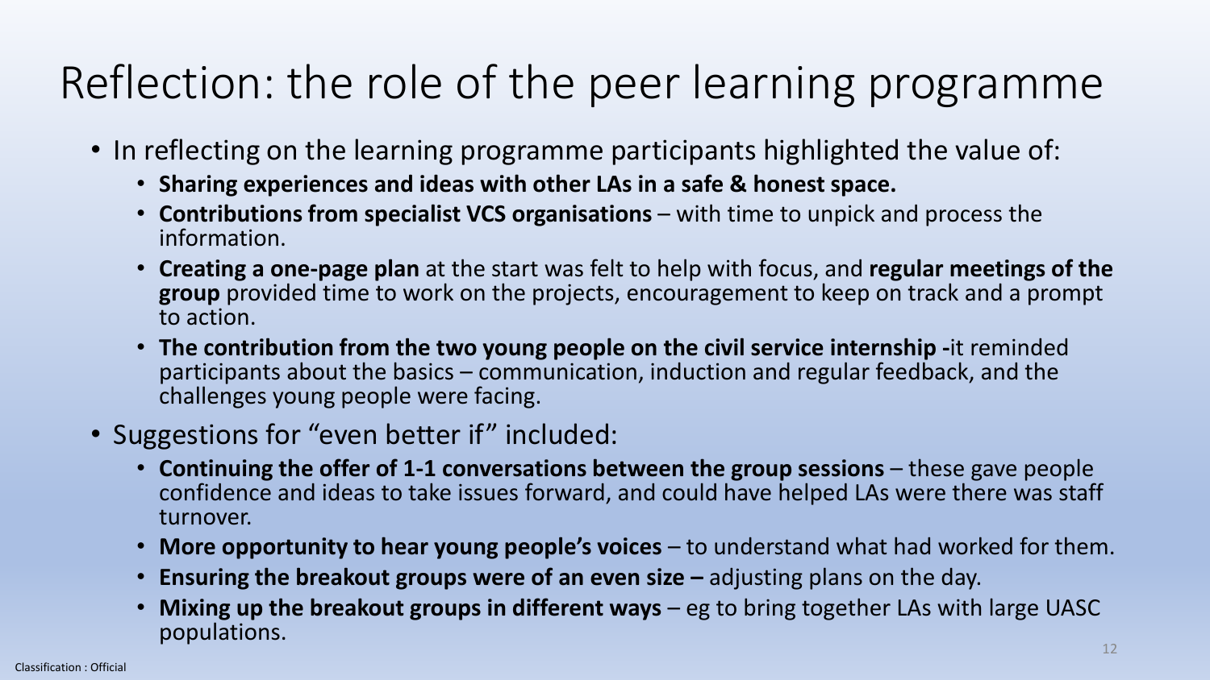# Reflection: the role of the peer learning programme

- In reflecting on the learning programme participants highlighted the value of:
  - **Sharing experiences and ideas with other LAs in a safe & honest space.**
  - **Contributions from specialist VCS organisations** – with time to unpick and process the information.
  - **Creating a one-page plan** at the start was felt to help with focus, and **regular meetings of the group** provided time to work on the projects, encouragement to keep on track and a prompt to action.
  - **The contribution from the two young people on the civil service internship -**it reminded participants about the basics – communication, induction and regular feedback, and the challenges young people were facing.
- Suggestions for "even better if" included:
  - **Continuing the offer of 1-1 conversations between the group sessions** – these gave people confidence and ideas to take issues forward, and could have helped LAs were there was staff turnover.
  - **More opportunity to hear young people's voices** – to understand what had worked for them.
  - **Ensuring the breakout groups were of an even size –** adjusting plans on the day.
  - **Mixing up the breakout groups in different ways** – eg to bring together LAs with large UASC populations.

Classification : Official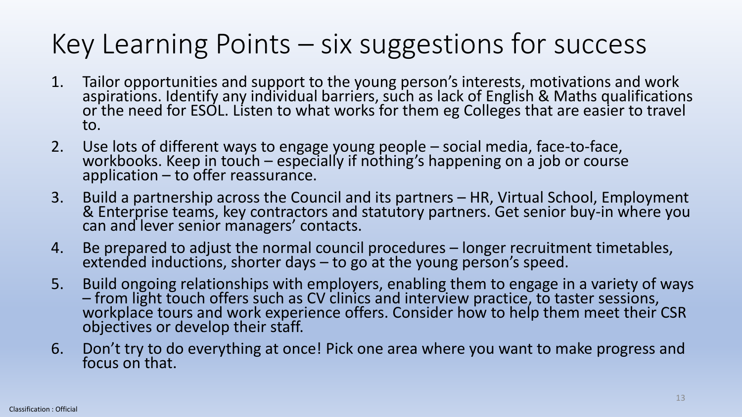# Key Learning Points – six suggestions for success

1. Tailor opportunities and support to the young person's interests, motivations and work aspirations. Identify any individual barriers, such as lack of English & Maths qualifications or the need for ESOL. Listen to what works for them eg Colleges that are easier to travel to.
2. Use lots of different ways to engage young people – social media, face-to-face, workbooks. Keep in touch – especially if nothing's happening on a job or course application – to offer reassurance.
3. Build a partnership across the Council and its partners – HR, Virtual School, Employment & Enterprise teams, key contractors and statutory partners. Get senior buy-in where you can and lever senior managers' contacts.
4. Be prepared to adjust the normal council procedures – longer recruitment timetables, extended inductions, shorter days – to go at the young person's speed.
5. Build ongoing relationships with employers, enabling them to engage in a variety of ways – from light touch offers such as CV clinics and interview practice, to taster sessions, workplace tours and work experience offers. Consider how to help them meet their CSR objectives or develop their staff.
6. Don't try to do everything at once! Pick one area where you want to make progress and focus on that.

Classification : Official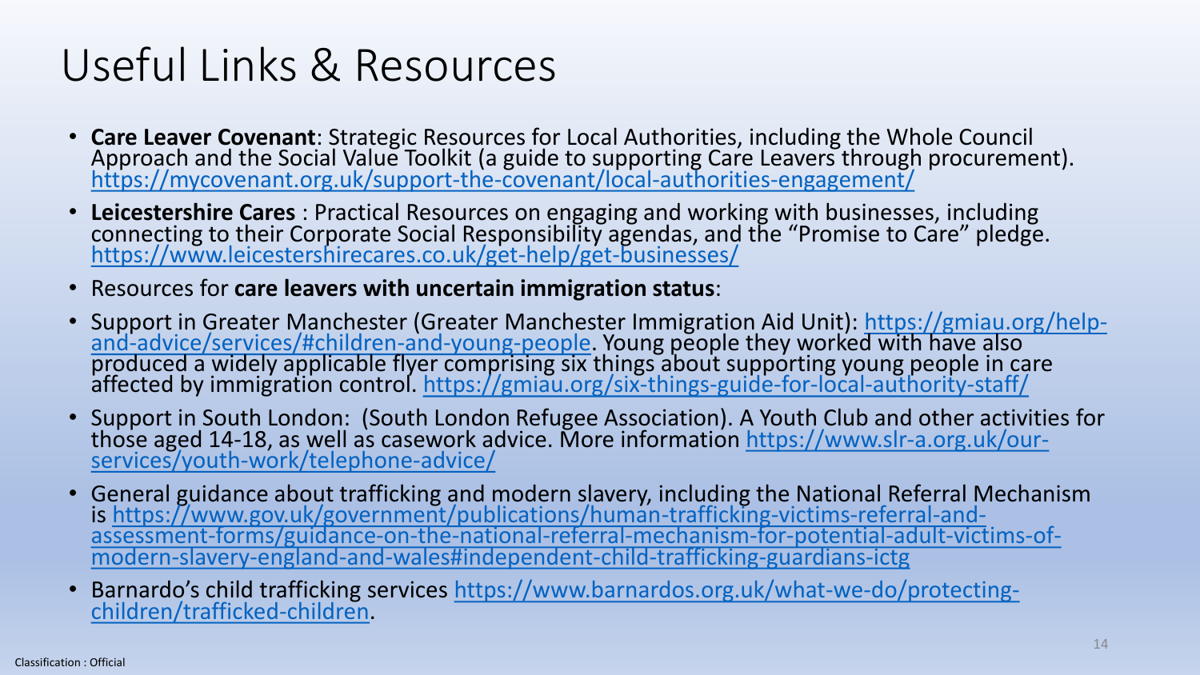# Useful Links & Resources

- **Care Leaver Covenant**: Strategic Resources for Local Authorities, including the Whole Council Approach and the Social Value Toolkit (a guide to supporting Care Leavers through procurement). https://mycovenant.org.uk/support-the-covenant/local-authorities-engagement/
- **Leicestershire Cares** : Practical Resources on engaging and working with businesses, including connecting to their Corporate Social Responsibility agendas, and the "Promise to Care" pledge. https://www.leicestershirecares.co.uk/get-help/get-businesses/
- Resources for **care leavers with uncertain immigration status**:
- Support in Greater Manchester (Greater Manchester Immigration Aid Unit): https://gmiau.org/help-and-advice/services/#children-and-young-people. Young people they worked with have also produced a widely applicable flyer comprising six things about supporting young people in care affected by immigration control. https://gmiau.org/six-things-guide-for-local-authority-staff/
- Support in South London: (South London Refugee Association). A Youth Club and other activities for those aged 14-18, as well as casework advice. More information https://www.slr-a.org.uk/our-services/youth-work/telephone-advice/
- General guidance about trafficking and modern slavery, including the National Referral Mechanism is https://www.gov.uk/government/publications/human-trafficking-victims-referral-and-assessment-forms/guidance-on-the-national-referral-mechanism-for-potential-adult-victims-of-modern-slavery-england-and-wales#independent-child-trafficking-guardians-ictg
- Barnardo's child trafficking services https://www.barnardos.org.uk/what-we-do/protecting-children/trafficked-children.

Classification : Official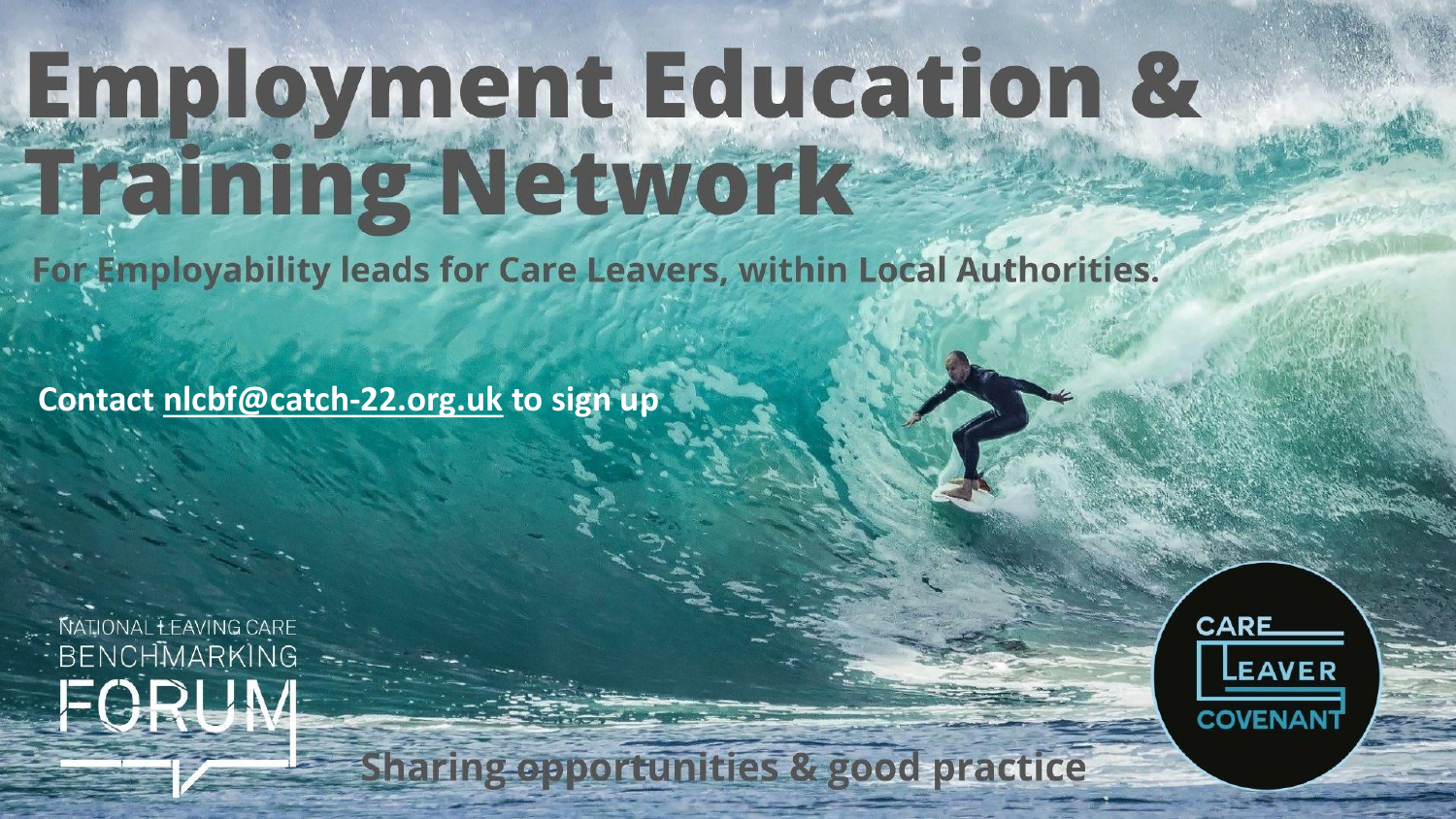# Employment Education & Training Network

**For Employability leads for Care Leavers, within Local Authorities.**

**Contact nlcbf@catch-22.org.uk to sign up**

NATIONAL LEAVING CARE BENCHMARKING FORUM

**Sharing opportunities & good practice**

CARE LEAVER COVENANT